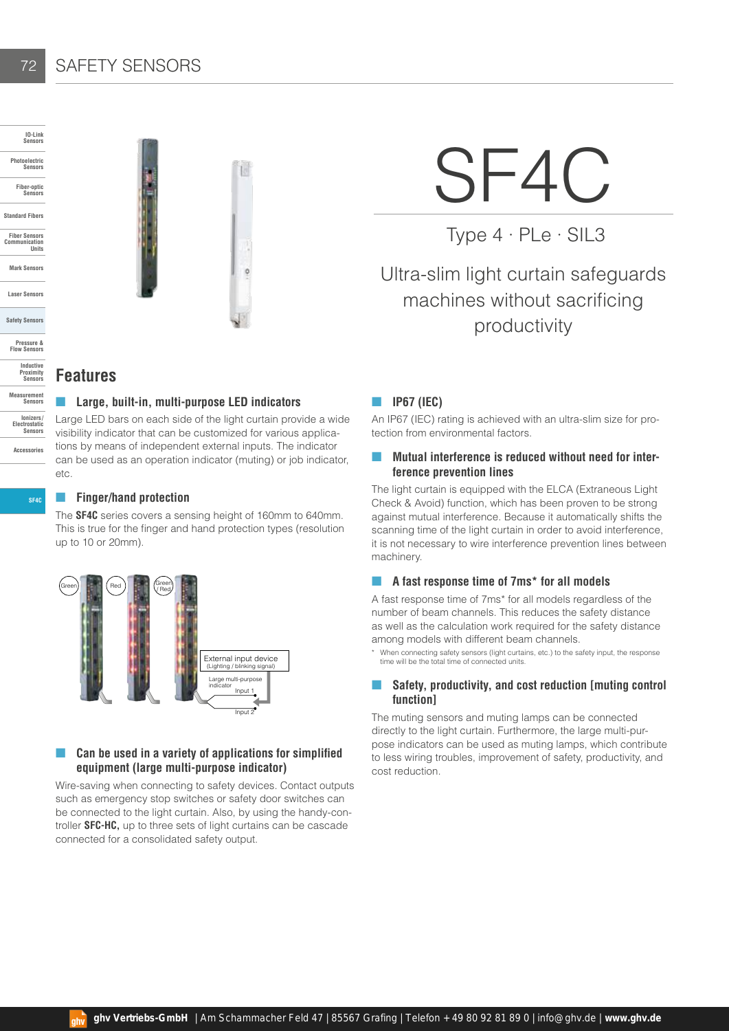# SF4C

Type 4 · PLe · SIL3

Ultra-slim light curtain safeguards machines without sacrificing productivity

## Features

### Large, built-in, multi-purpose LED indicators

Large LED bars on each side of the light curtain provide a wide visibility indicator that can be customized for various applications by means of independent external inputs. The indicator can be used as an operation indicator (muting) or job indicator, etc.

### Finger/hand protection

The **SF4C** series covers a sensing height of 160mm to 640mm. This is true for the finger and hand protection types (resolution up to 10 or 20mm).

Green | Red | Green / Red

External input device (Lighting / blinking signal)

Large multi-purpose indicator

Input 1

Input 2

### Can be used in a variety of applications for simplified equipment (large multi-purpose indicator)

Wire-saving when connecting to safety devices. Contact outputs such as emergency stop switches or safety door switches can be connected to the light curtain. Also, by using the handy-controller **SFC-HC,** up to three sets of light curtains can be cascade connected for a consolidated safety output.

### IP67 (IEC)

An IP67 (IEC) rating is achieved with an ultra-slim size for protection from environmental factors.

### Mutual interference is reduced without need for interference prevention lines

The light curtain is equipped with the ELCA (Extraneous Light Check & Avoid) function, which has been proven to be strong against mutual interference. Because it automatically shifts the scanning time of the light curtain in order to avoid interference, it is not necessary to wire interference prevention lines between machinery.

### A fast response time of 7ms* for all models

A fast response time of 7ms* for all models regardless of the number of beam channels. This reduces the safety distance as well as the calculation work required for the safety distance among models with different beam channels.

\* When connecting safety sensors (light curtains, etc.) to the safety input, the response time will be the total time of connected units.

### Safety, productivity, and cost reduction [muting control function]

The muting sensors and muting lamps can be connected directly to the light curtain. Furthermore, the large multi-purpose indicators can be used as muting lamps, which contribute to less wiring troubles, improvement of safety, productivity, and cost reduction.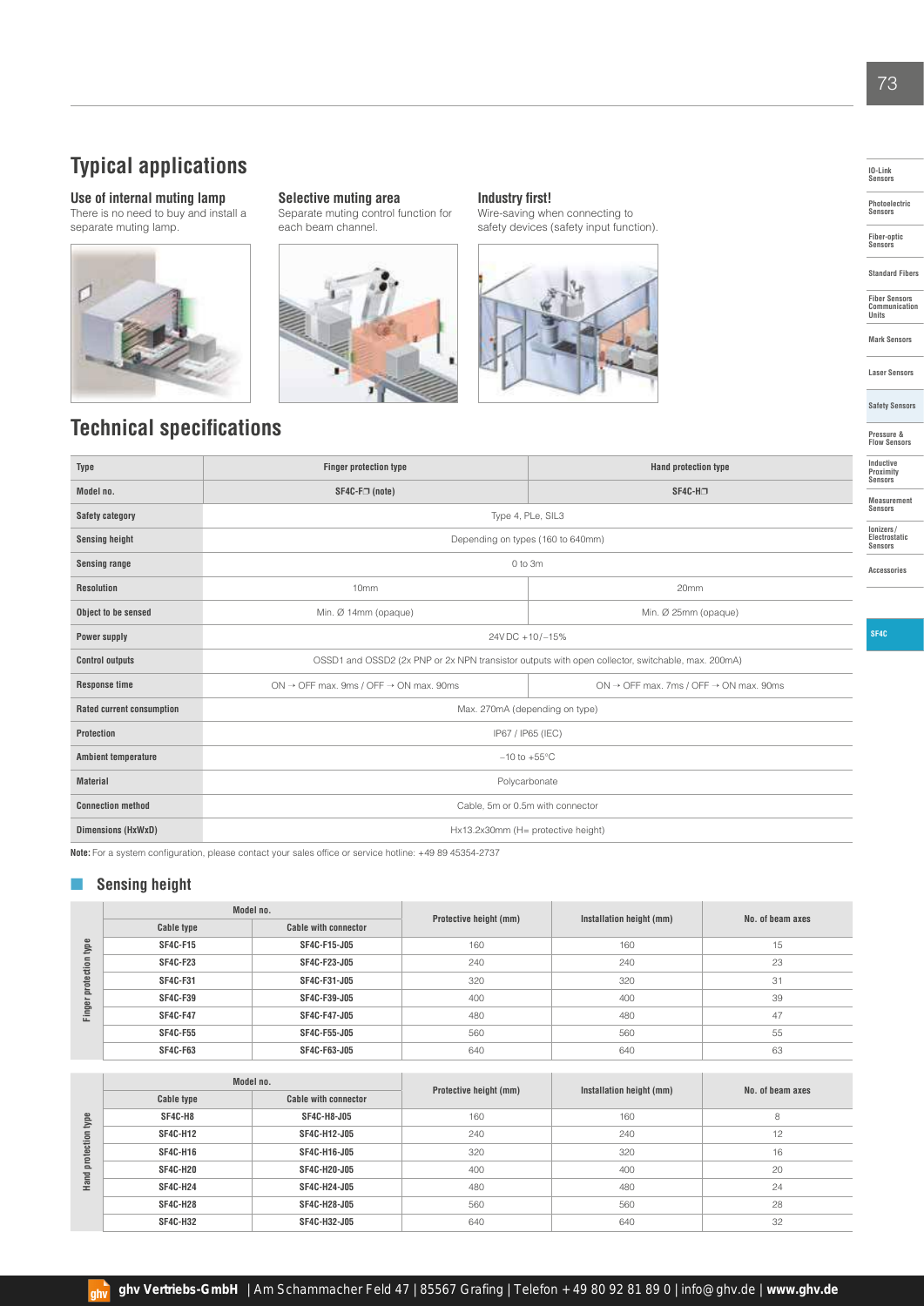# Typical applications

### Use of internal muting lamp
There is no need to buy and install a separate muting lamp.

### Selective muting area
Separate muting control function for each beam channel.

### Industry first!
Wire-saving when connecting to safety devices (safety input function).

# Technical specifications

| Type | Finger protection type | Hand protection type |
|---|---|---|
| Model no. | SF4C-F□ (note) | SF4C-H□ |
| Safety category | Type 4, PLe, SIL3 | |
| Sensing height | Depending on types (160 to 640mm) | |
| Sensing range | 0 to 3m | |
| Resolution | 10mm | 20mm |
| Object to be sensed | Min. Ø 14mm (opaque) | Min. Ø 25mm (opaque) |
| Power supply | 24V DC +10/−15% | |
| Control outputs | OSSD1 and OSSD2 (2x PNP or 2x NPN transistor outputs with open collector, switchable, max. 200mA) | |
| Response time | ON → OFF max. 9ms / OFF → ON max. 90ms | ON → OFF max. 7ms / OFF → ON max. 90ms |
| Rated current consumption | Max. 270mA (depending on type) | |
| Protection | IP67 / IP65 (IEC) | |
| Ambient temperature | −10 to +55°C | |
| Material | Polycarbonate | |
| Connection method | Cable, 5m or 0.5m with connector | |
| Dimensions (HxWxD) | Hx13.2x30mm (H= protective height) | |

**Note:** For a system configuration, please contact your sales office or service hotline: +49 89 45354-2737

## Sensing height

| | Model no. | | Protective height (mm) | Installation height (mm) | No. of beam axes |
|---|---|---|---|---|---|
| | Cable type | Cable with connector | | | |
| Finger protection type | SF4C-F15 | SF4C-F15-J05 | 160 | 160 | 15 |
| | SF4C-F23 | SF4C-F23-J05 | 240 | 240 | 23 |
| | SF4C-F31 | SF4C-F31-J05 | 320 | 320 | 31 |
| | SF4C-F39 | SF4C-F39-J05 | 400 | 400 | 39 |
| | SF4C-F47 | SF4C-F47-J05 | 480 | 480 | 47 |
| | SF4C-F55 | SF4C-F55-J05 | 560 | 560 | 55 |
| | SF4C-F63 | SF4C-F63-J05 | 640 | 640 | 63 |

| | Model no. | | Protective height (mm) | Installation height (mm) | No. of beam axes |
|---|---|---|---|---|---|
| | Cable type | Cable with connector | | | |
| Hand protection type | SF4C-H8 | SF4C-H8-J05 | 160 | 160 | 8 |
| | SF4C-H12 | SF4C-H12-J05 | 240 | 240 | 12 |
| | SF4C-H16 | SF4C-H16-J05 | 320 | 320 | 16 |
| | SF4C-H20 | SF4C-H20-J05 | 400 | 400 | 20 |
| | SF4C-H24 | SF4C-H24-J05 | 480 | 480 | 24 |
| | SF4C-H28 | SF4C-H28-J05 | 560 | 560 | 28 |
| | SF4C-H32 | SF4C-H32-J05 | 640 | 640 | 32 |